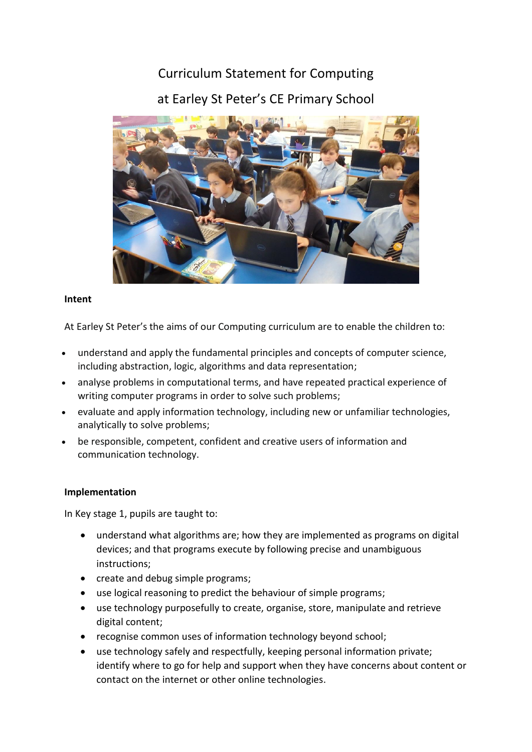# Curriculum Statement for Computing

# at Earley St Peter's CE Primary School

**Intent**

At Earley St Peter's the aims of our Computing curriculum are to enable the children to:

- understand and apply the fundamental principles and concepts of computer science, including abstraction, logic, algorithms and data representation;
- analyse problems in computational terms, and have repeated practical experience of writing computer programs in order to solve such problems;
- evaluate and apply information technology, including new or unfamiliar technologies, analytically to solve problems;
- be responsible, competent, confident and creative users of information and communication technology.

**Implementation**

In Key stage 1, pupils are taught to:

- understand what algorithms are; how they are implemented as programs on digital devices; and that programs execute by following precise and unambiguous instructions;
- create and debug simple programs;
- use logical reasoning to predict the behaviour of simple programs;
- use technology purposefully to create, organise, store, manipulate and retrieve digital content;
- recognise common uses of information technology beyond school;
- use technology safely and respectfully, keeping personal information private; identify where to go for help and support when they have concerns about content or contact on the internet or other online technologies.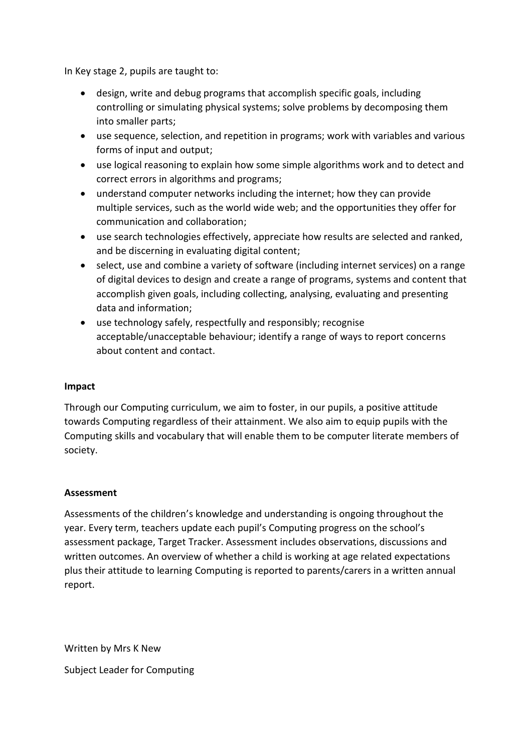In Key stage 2, pupils are taught to:

- design, write and debug programs that accomplish specific goals, including controlling or simulating physical systems; solve problems by decomposing them into smaller parts;
- use sequence, selection, and repetition in programs; work with variables and various forms of input and output;
- use logical reasoning to explain how some simple algorithms work and to detect and correct errors in algorithms and programs;
- understand computer networks including the internet; how they can provide multiple services, such as the world wide web; and the opportunities they offer for communication and collaboration;
- use search technologies effectively, appreciate how results are selected and ranked, and be discerning in evaluating digital content;
- select, use and combine a variety of software (including internet services) on a range of digital devices to design and create a range of programs, systems and content that accomplish given goals, including collecting, analysing, evaluating and presenting data and information;
- use technology safely, respectfully and responsibly; recognise acceptable/unacceptable behaviour; identify a range of ways to report concerns about content and contact.

**Impact**

Through our Computing curriculum, we aim to foster, in our pupils, a positive attitude towards Computing regardless of their attainment. We also aim to equip pupils with the Computing skills and vocabulary that will enable them to be computer literate members of society.

**Assessment**

Assessments of the children's knowledge and understanding is ongoing throughout the year. Every term, teachers update each pupil's Computing progress on the school's assessment package, Target Tracker. Assessment includes observations, discussions and written outcomes. An overview of whether a child is working at age related expectations plus their attitude to learning Computing is reported to parents/carers in a written annual report.

Written by Mrs K New

Subject Leader for Computing